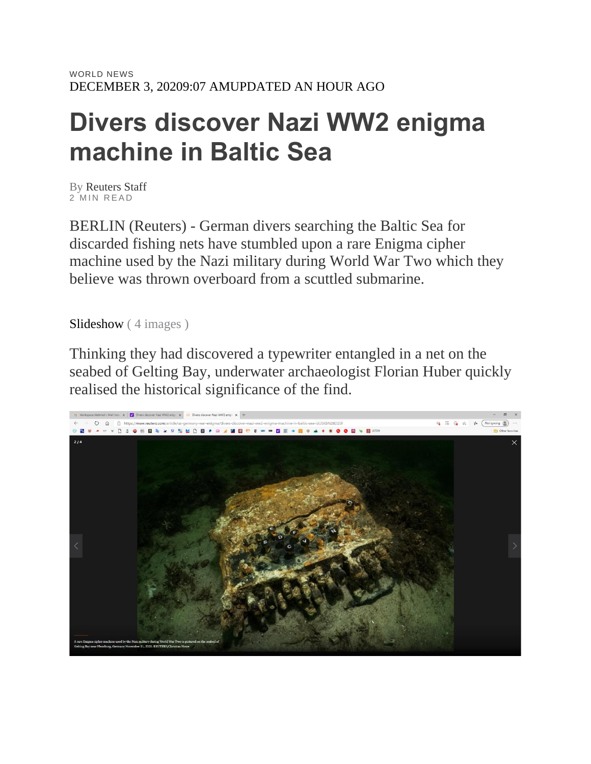WORLD NEWS
DECEMBER 3, 20209:07 AMUPDATED AN HOUR AGO

# Divers discover Nazi WW2 enigma machine in Baltic Sea

By Reuters Staff
2 MIN READ

BERLIN (Reuters) - German divers searching the Baltic Sea for discarded fishing nets have stumbled upon a rare Enigma cipher machine used by the Nazi military during World War Two which they believe was thrown overboard from a scuttled submarine.

Slideshow ( 4 images )

Thinking they had discovered a typewriter entangled in a net on the seabed of Gelting Bay, underwater archaeologist Florian Huber quickly realised the historical significance of the find.

A rare Enigma cipher machine used by the Nazi military during World War Two is pictured on the seabed of Gelting Bay near Flensburg, Germany November 11, 2020. REUTERS/Christian Howe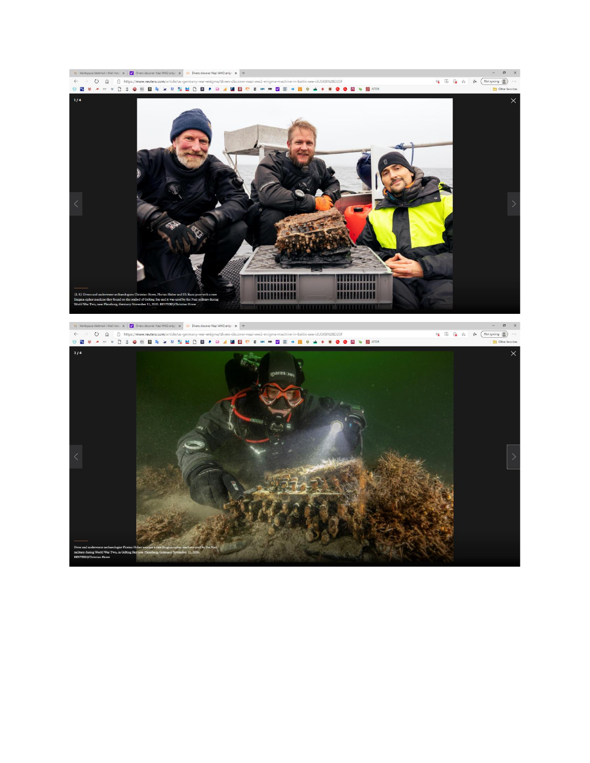1 / 4

(L-R) Divers and underwater archaeologists Christian Howe, Florian Huber and Uli Kunz pose with a rare Enigma cipher machine they found on the seabed of Gelting Bay and it was used by the Nazi military during World War Two, near Flensburg, Germany November 11, 2020. REUTERS/Christian Howe

3 / 4

Diver and underwater archaeologist Florian Huber touches a rare Enigma cipher machine used by the Nazi military during World War Two, in Gelting Bay near Flensburg, Germany November 11, 2020. REUTERS/Christian Howe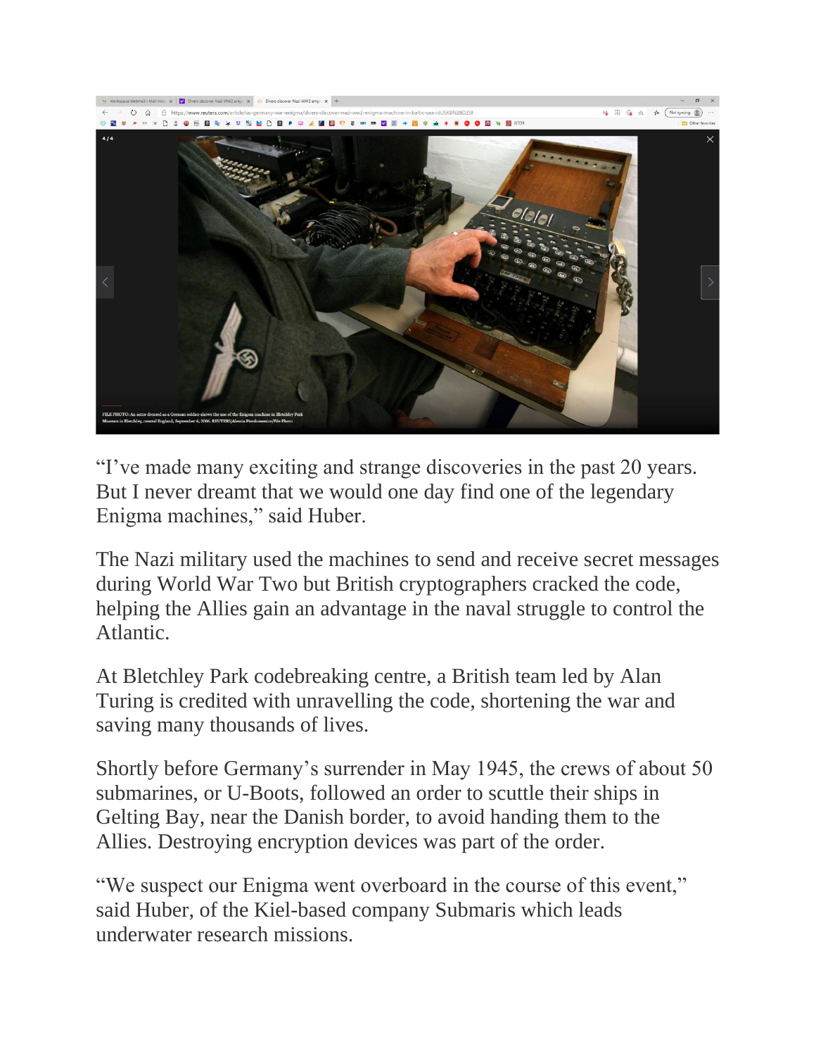FILE PHOTO: An actor dressed as a German soldier shows the use of the Enigma machine in Bletchley Park Museum in Bletchley, central England, September 6, 2006. REUTERS/Alessia Pierdomenico/File Photo

"I've made many exciting and strange discoveries in the past 20 years. But I never dreamt that we would one day find one of the legendary Enigma machines," said Huber.

The Nazi military used the machines to send and receive secret messages during World War Two but British cryptographers cracked the code, helping the Allies gain an advantage in the naval struggle to control the Atlantic.

At Bletchley Park codebreaking centre, a British team led by Alan Turing is credited with unravelling the code, shortening the war and saving many thousands of lives.

Shortly before Germany's surrender in May 1945, the crews of about 50 submarines, or U-Boots, followed an order to scuttle their ships in Gelting Bay, near the Danish border, to avoid handing them to the Allies. Destroying encryption devices was part of the order.

"We suspect our Enigma went overboard in the course of this event," said Huber, of the Kiel-based company Submaris which leads underwater research missions.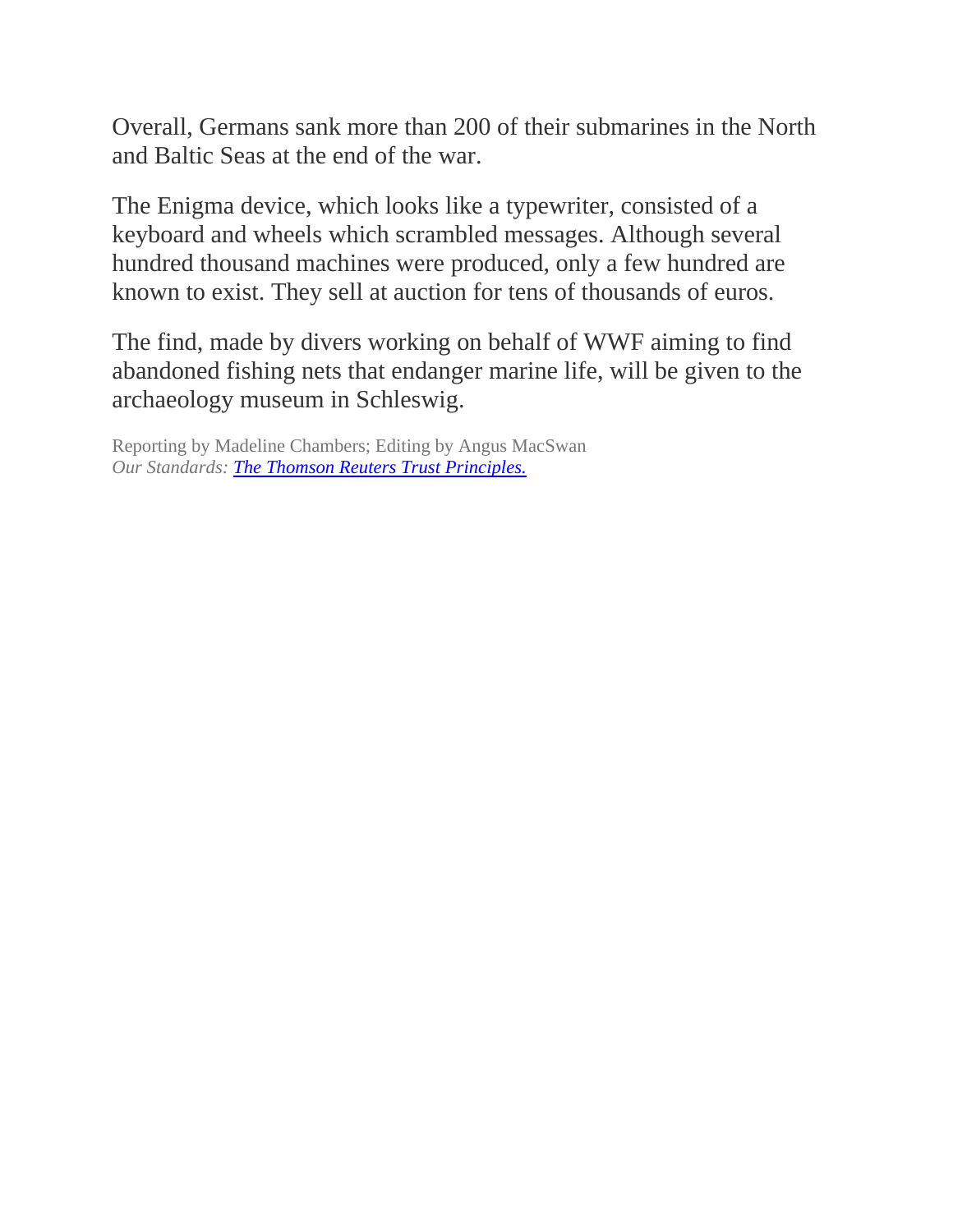Overall, Germans sank more than 200 of their submarines in the North and Baltic Seas at the end of the war.

The Enigma device, which looks like a typewriter, consisted of a keyboard and wheels which scrambled messages. Although several hundred thousand machines were produced, only a few hundred are known to exist. They sell at auction for tens of thousands of euros.

The find, made by divers working on behalf of WWF aiming to find abandoned fishing nets that endanger marine life, will be given to the archaeology museum in Schleswig.

Reporting by Madeline Chambers; Editing by Angus MacSwan
*Our Standards: [The Thomson Reuters Trust Principles.]()*